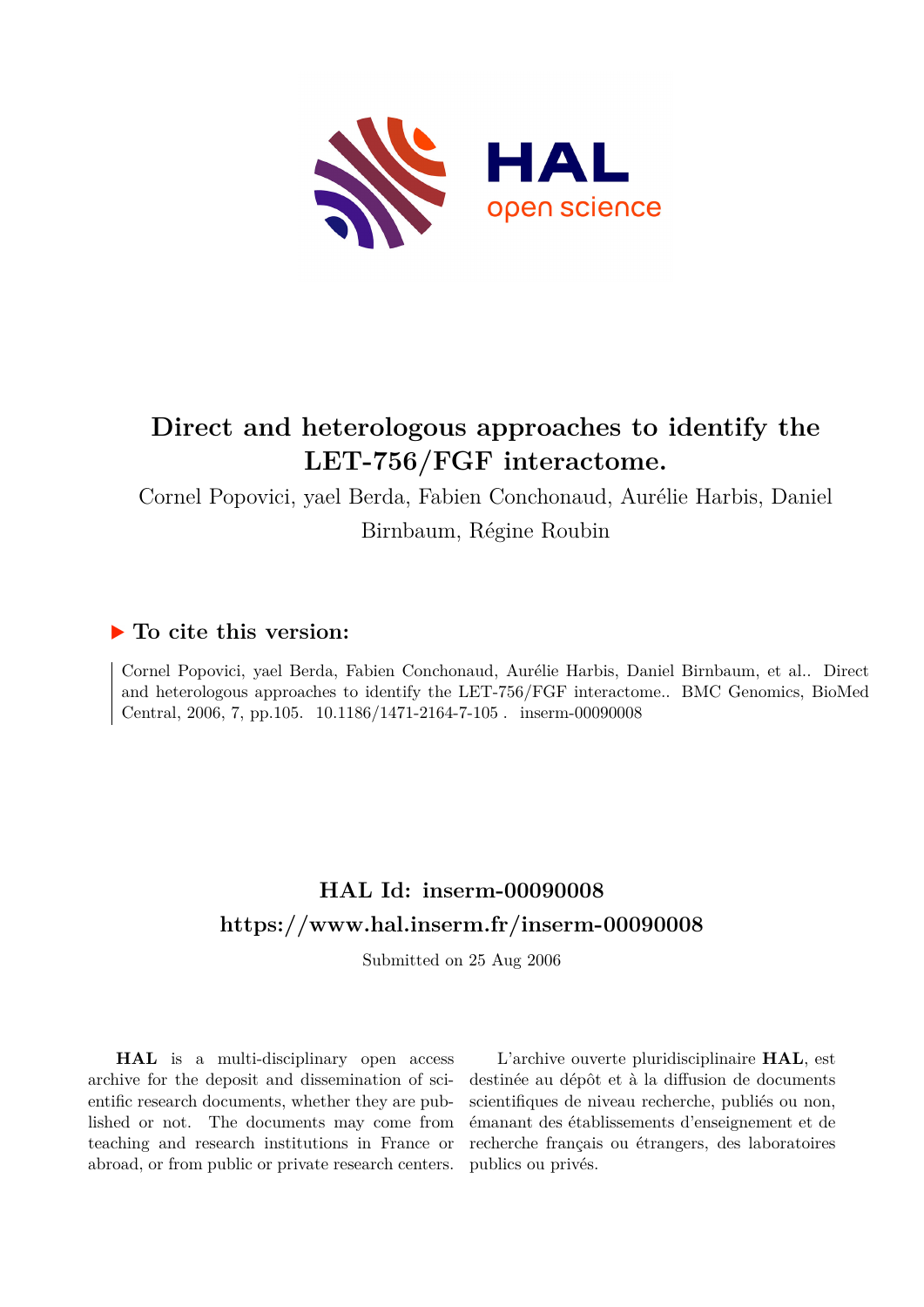# Direct and heterologous approaches to identify the LET-756/FGF interactome.

Cornel Popovici, yael Berda, Fabien Conchonaud, Aurélie Harbis, Daniel Birnbaum, Régine Roubin

## To cite this version:

Cornel Popovici, yael Berda, Fabien Conchonaud, Aurélie Harbis, Daniel Birnbaum, et al.. Direct and heterologous approaches to identify the LET-756/FGF interactome.. BMC Genomics, BioMed Central, 2006, 7, pp.105. 10.1186/1471-2164-7-105 . inserm-00090008

## HAL Id: inserm-00090008

## https://www.hal.inserm.fr/inserm-00090008

Submitted on 25 Aug 2006

**HAL** is a multi-disciplinary open access archive for the deposit and dissemination of scientific research documents, whether they are published or not. The documents may come from teaching and research institutions in France or abroad, or from public or private research centers.

L'archive ouverte pluridisciplinaire **HAL**, est destinée au dépôt et à la diffusion de documents scientifiques de niveau recherche, publiés ou non, émanant des établissements d'enseignement et de recherche français ou étrangers, des laboratoires publics ou privés.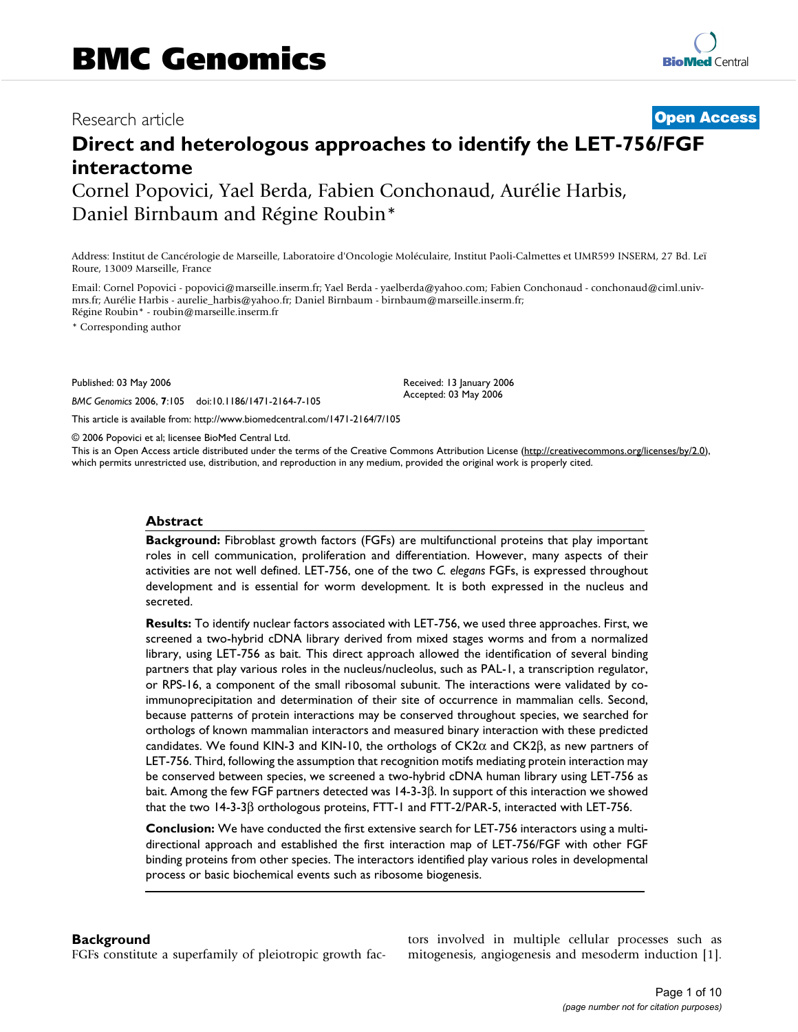# Direct and heterologous approaches to identify the LET-756/FGF interactome

Cornel Popovici, Yael Berda, Fabien Conchonaud, Aurélie Harbis, Daniel Birnbaum and Régine Roubin*

Address: Institut de Cancérologie de Marseille, Laboratoire d'Oncologie Moléculaire, Institut Paoli-Calmettes et UMR599 INSERM, 27 Bd. Leï Roure, 13009 Marseille, France

Email: Cornel Popovici - popovici@marseille.inserm.fr; Yael Berda - yaelberda@yahoo.com; Fabien Conchonaud - conchonaud@ciml.univ-mrs.fr; Aurélie Harbis - aurelie_harbis@yahoo.fr; Daniel Birnbaum - birnbaum@marseille.inserm.fr; Régine Roubin* - roubin@marseille.inserm.fr

\* Corresponding author

Published: 03 May 2006

*BMC Genomics* 2006, **7**:105 doi:10.1186/1471-2164-7-105

Received: 13 January 2006
Accepted: 03 May 2006

This article is available from: http://www.biomedcentral.com/1471-2164/7/105

© 2006 Popovici et al; licensee BioMed Central Ltd.

This is an Open Access article distributed under the terms of the Creative Commons Attribution License (http://creativecommons.org/licenses/by/2.0), which permits unrestricted use, distribution, and reproduction in any medium, provided the original work is properly cited.

## Abstract

**Background:** Fibroblast growth factors (FGFs) are multifunctional proteins that play important roles in cell communication, proliferation and differentiation. However, many aspects of their activities are not well defined. LET-756, one of the two *C. elegans* FGFs, is expressed throughout development and is essential for worm development. It is both expressed in the nucleus and secreted.

**Results:** To identify nuclear factors associated with LET-756, we used three approaches. First, we screened a two-hybrid cDNA library derived from mixed stages worms and from a normalized library, using LET-756 as bait. This direct approach allowed the identification of several binding partners that play various roles in the nucleus/nucleolus, such as PAL-1, a transcription regulator, or RPS-16, a component of the small ribosomal subunit. The interactions were validated by co-immunoprecipitation and determination of their site of occurrence in mammalian cells. Second, because patterns of protein interactions may be conserved throughout species, we searched for orthologs of known mammalian interactors and measured binary interaction with these predicted candidates. We found KIN-3 and KIN-10, the orthologs of CK2α and CK2β, as new partners of LET-756. Third, following the assumption that recognition motifs mediating protein interaction may be conserved between species, we screened a two-hybrid cDNA human library using LET-756 as bait. Among the few FGF partners detected was 14-3-3β. In support of this interaction we showed that the two 14-3-3β orthologous proteins, FTT-1 and FTT-2/PAR-5, interacted with LET-756.

**Conclusion:** We have conducted the first extensive search for LET-756 interactors using a multi-directional approach and established the first interaction map of LET-756/FGF with other FGF binding proteins from other species. The interactors identified play various roles in developmental process or basic biochemical events such as ribosome biogenesis.

## Background

FGFs constitute a superfamily of pleiotropic growth factors involved in multiple cellular processes such as mitogenesis, angiogenesis and mesoderm induction [1].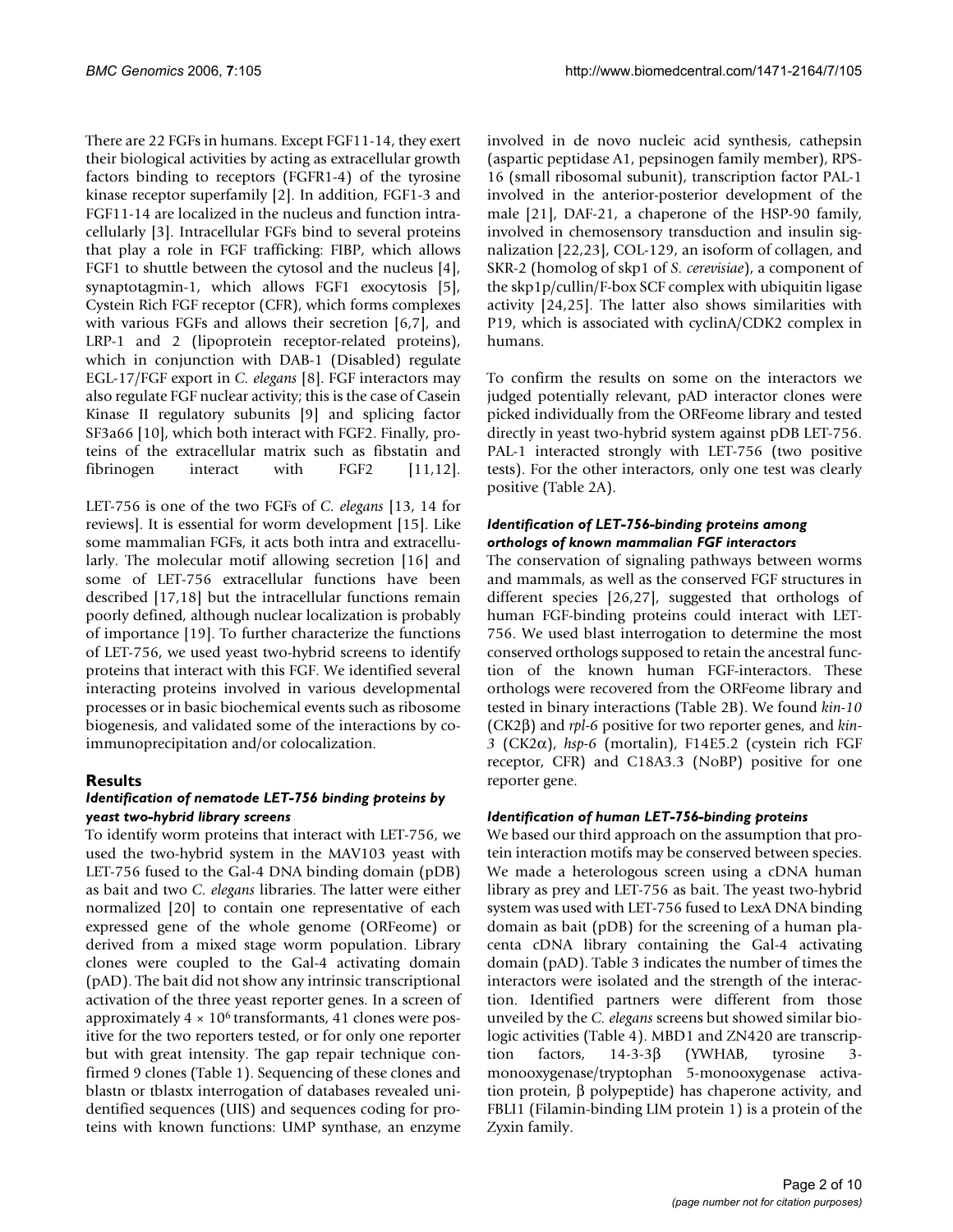There are 22 FGFs in humans. Except FGF11-14, they exert their biological activities by acting as extracellular growth factors binding to receptors (FGFR1-4) of the tyrosine kinase receptor superfamily [2]. In addition, FGF1-3 and FGF11-14 are localized in the nucleus and function intracellularly [3]. Intracellular FGFs bind to several proteins that play a role in FGF trafficking: FIBP, which allows FGF1 to shuttle between the cytosol and the nucleus [4], synaptotagmin-1, which allows FGF1 exocytosis [5], Cystein Rich FGF receptor (CFR), which forms complexes with various FGFs and allows their secretion [6,7], and LRP-1 and 2 (lipoprotein receptor-related proteins), which in conjunction with DAB-1 (Disabled) regulate EGL-17/FGF export in *C. elegans* [8]. FGF interactors may also regulate FGF nuclear activity; this is the case of Casein Kinase II regulatory subunits [9] and splicing factor SF3a66 [10], which both interact with FGF2. Finally, proteins of the extracellular matrix such as fibstatin and fibrinogen interact with FGF2 [11,12].

LET-756 is one of the two FGFs of *C. elegans* [13, 14 for reviews]. It is essential for worm development [15]. Like some mammalian FGFs, it acts both intra and extracellularly. The molecular motif allowing secretion [16] and some of LET-756 extracellular functions have been described [17,18] but the intracellular functions remain poorly defined, although nuclear localization is probably of importance [19]. To further characterize the functions of LET-756, we used yeast two-hybrid screens to identify proteins that interact with this FGF. We identified several interacting proteins involved in various developmental processes or in basic biochemical events such as ribosome biogenesis, and validated some of the interactions by co-immunoprecipitation and/or colocalization.

## Results

### *Identification of nematode LET-756 binding proteins by yeast two-hybrid library screens*

To identify worm proteins that interact with LET-756, we used the two-hybrid system in the MAV103 yeast with LET-756 fused to the Gal-4 DNA binding domain (pDB) as bait and two *C. elegans* libraries. The latter were either normalized [20] to contain one representative of each expressed gene of the whole genome (ORFeome) or derived from a mixed stage worm population. Library clones were coupled to the Gal-4 activating domain (pAD). The bait did not show any intrinsic transcriptional activation of the three yeast reporter genes. In a screen of approximately $4 \times 10^6$ transformants, 41 clones were positive for the two reporters tested, or for only one reporter but with great intensity. The gap repair technique confirmed 9 clones (Table 1). Sequencing of these clones and blastn or tblastx interrogation of databases revealed unidentified sequences (UIS) and sequences coding for proteins with known functions: UMP synthase, an enzyme involved in de novo nucleic acid synthesis, cathepsin (aspartic peptidase A1, pepsinogen family member), RPS-16 (small ribosomal subunit), transcription factor PAL-1 involved in the anterior-posterior development of the male [21], DAF-21, a chaperone of the HSP-90 family, involved in chemosensory transduction and insulin signalization [22,23], COL-129, an isoform of collagen, and SKR-2 (homolog of skp1 of *S. cerevisiae*), a component of the skp1p/cullin/F-box SCF complex with ubiquitin ligase activity [24,25]. The latter also shows similarities with P19, which is associated with cyclinA/CDK2 complex in humans.

To confirm the results on some on the interactors we judged potentially relevant, pAD interactor clones were picked individually from the ORFeome library and tested directly in yeast two-hybrid system against pDB LET-756. PAL-1 interacted strongly with LET-756 (two positive tests). For the other interactors, only one test was clearly positive (Table 2A).

### *Identification of LET-756-binding proteins among orthologs of known mammalian FGF interactors*

The conservation of signaling pathways between worms and mammals, as well as the conserved FGF structures in different species [26,27], suggested that orthologs of human FGF-binding proteins could interact with LET-756. We used blast interrogation to determine the most conserved orthologs supposed to retain the ancestral function of the known human FGF-interactors. These orthologs were recovered from the ORFeome library and tested in binary interactions (Table 2B). We found *kin-10* (CK2β) and *rpl-6* positive for two reporter genes, and *kin-3* (CK2α), *hsp-6* (mortalin), F14E5.2 (cystein rich FGF receptor, CFR) and C18A3.3 (NoBP) positive for one reporter gene.

### *Identification of human LET-756-binding proteins*

We based our third approach on the assumption that protein interaction motifs may be conserved between species. We made a heterologous screen using a cDNA human library as prey and LET-756 as bait. The yeast two-hybrid system was used with LET-756 fused to LexA DNA binding domain as bait (pDB) for the screening of a human placenta cDNA library containing the Gal-4 activating domain (pAD). Table 3 indicates the number of times the interactors were isolated and the strength of the interaction. Identified partners were different from those unveiled by the *C. elegans* screens but showed similar biologic activities (Table 4). MBD1 and ZN420 are transcription factors, 14-3-3β (YWHAB, tyrosine 3-monooxygenase/tryptophan 5-monooxygenase activation protein, β polypeptide) has chaperone activity, and FBLI1 (Filamin-binding LIM protein 1) is a protein of the Zyxin family.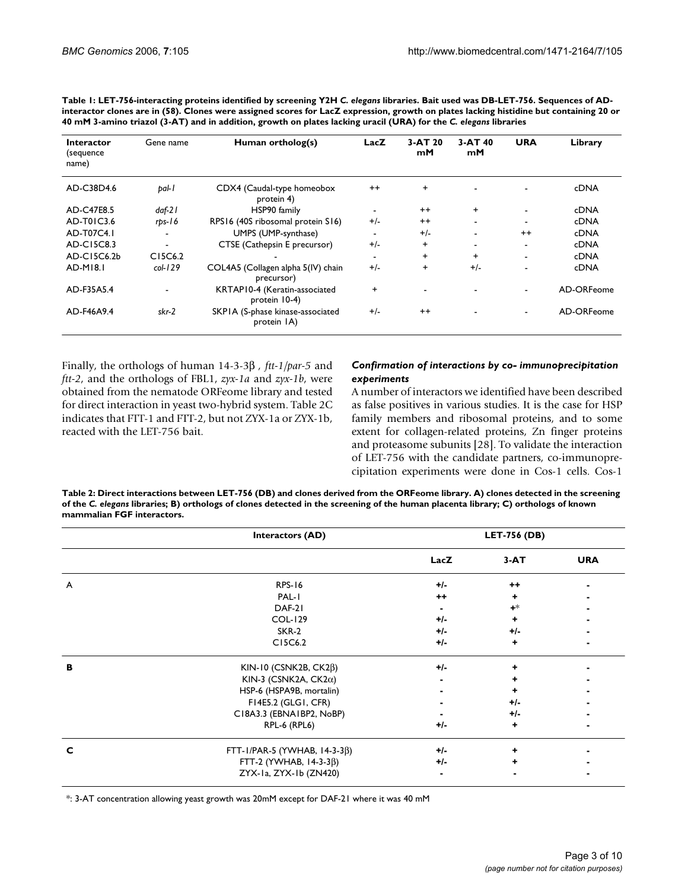**Table 1: LET-756-interacting proteins identified by screening Y2H *C. elegans* libraries. Bait used was DB-LET-756. Sequences of AD-interactor clones are in (58). Clones were assigned scores for LacZ expression, growth on plates lacking histidine but containing 20 or 40 mM 3-amino triazol (3-AT) and in addition, growth on plates lacking uracil (URA) for the *C. elegans* libraries**

| Interactor (sequence name) | Gene name | Human ortholog(s) | LacZ | 3-AT 20 mM | 3-AT 40 mM | URA | Library |
|---|---|---|---|---|---|---|---|
| AD-C38D4.6 | *pal-1* | CDX4 (Caudal-type homeobox protein 4) | ++ | + | - | - | cDNA |
| AD-C47E8.5 | *daf-21* | HSP90 family | - | ++ | + | - | cDNA |
| AD-T01C3.6 | *rps-16* | RPS16 (40S ribosomal protein S16) | +/- | ++ | - | - | cDNA |
| AD-T07C4.1 | - | UMPS (UMP-synthase) | - | +/- | - | ++ | cDNA |
| AD-C15C8.3 | - | CTSE (Cathepsin E precursor) | +/- | + | - | - | cDNA |
| AD-C15C6.2b | C15C6.2 | - | - | + | + | - | cDNA |
| AD-M18.1 | *col-129* | COL4A5 (Collagen alpha 5(IV) chain precursor) | +/- | + | +/- | - | cDNA |
| AD-F35A5.4 | - | KRTAP10-4 (Keratin-associated protein 10-4) | + | - | - | - | AD-ORFeome |
| AD-F46A9.4 | *skr-2* | SKP1A (S-phase kinase-associated protein 1A) | +/- | ++ | - | - | AD-ORFeome |

Finally, the orthologs of human 14-3-3β , *ftt-1/par-5* and *ftt-2*, and the orthologs of FBL1, *zyx-1a* and *zyx-1b*, were obtained from the nematode ORFeome library and tested for direct interaction in yeast two-hybrid system. Table 2C indicates that FTT-1 and FTT-2, but not ZYX-1a or ZYX-1b, reacted with the LET-756 bait.

### *Confirmation of interactions by co- immunoprecipitation experiments*

A number of interactors we identified have been described as false positives in various studies. It is the case for HSP family members and ribosomal proteins, and to some extent for collagen-related proteins, Zn finger proteins and proteasome subunits [28]. To validate the interaction of LET-756 with the candidate partners, co-immunoprecipitation experiments were done in Cos-1 cells. Cos-1

**Table 2: Direct interactions between LET-756 (DB) and clones derived from the ORFeome library. A) clones detected in the screening of the *C. elegans* libraries; B) orthologs of clones detected in the screening of the human placenta library; C) orthologs of known mammalian FGF interactors.**

| | Interactors (AD) | LET-756 (DB) | | |
|---|---|---|---|---|
| | | LacZ | 3-AT | URA |
| A | RPS-16 | +/- | ++ | - |
| | PAL-1 | ++ | + | - |
| | DAF-21 | - | +* | - |
| | COL-129 | +/- | + | - |
| | SKR-2 | +/- | +/- | - |
| | C15C6.2 | +/- | + | - |
| B | KIN-10 (CSNK2B, CK2β) | +/- | + | - |
| | KIN-3 (CSNK2A, CK2α) | - | + | - |
| | HSP-6 (HSPA9B, mortalin) | - | + | - |
| | F14E5.2 (GLG1, CFR) | - | +/- | - |
| | C18A3.3 (EBNA1BP2, NoBP) | - | +/- | - |
| | RPL-6 (RPL6) | +/- | + | - |
| C | FTT-1/PAR-5 (YWHAB, 14-3-3β) | +/- | + | - |
| | FTT-2 (YWHAB, 14-3-3β) | +/- | + | - |
| | ZYX-1a, ZYX-1b (ZN420) | - | - | - |

*: 3-AT concentration allowing yeast growth was 20mM except for DAF-21 where it was 40 mM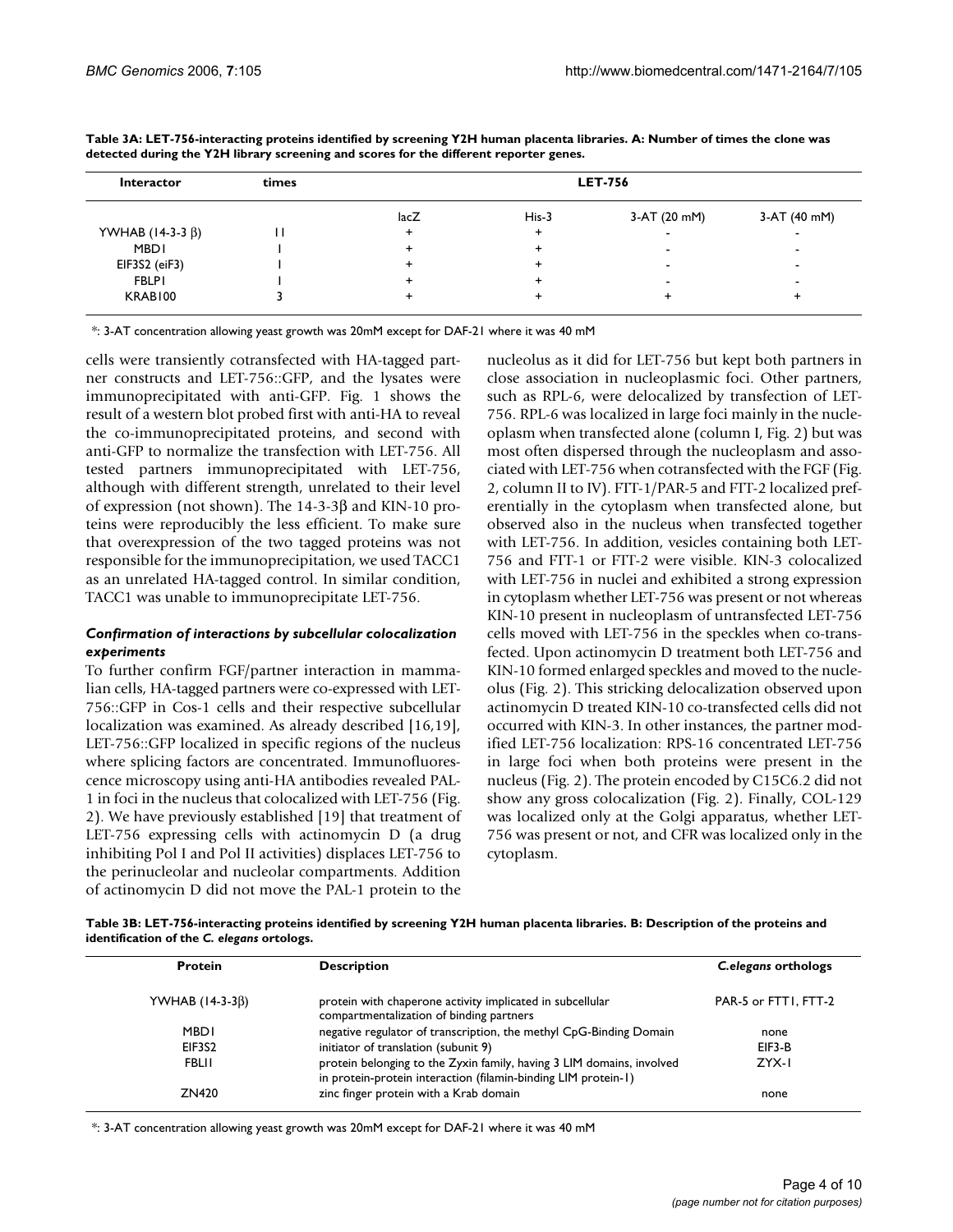**Table 3A: LET-756-interacting proteins identified by screening Y2H human placenta libraries. A: Number of times the clone was detected during the Y2H library screening and scores for the different reporter genes.**

| Interactor | times | LET-756 | | | |
|---|---|---|---|---|---|
| | | lacZ | His-3 | 3-AT (20 mM) | 3-AT (40 mM) |
| YWHAB (14-3-3 β) | 11 | + | + | - | - |
| MBD1 | 1 | + | + | - | - |
| EIF3S2 (eiF3) | 1 | + | + | - | - |
| FBLP1 | 1 | + | + | - | - |
| KRAB100 | 3 | + | + | + | + |

*: 3-AT concentration allowing yeast growth was 20mM except for DAF-21 where it was 40 mM

cells were transiently cotransfected with HA-tagged partner constructs and LET-756::GFP, and the lysates were immunoprecipitated with anti-GFP. Fig. 1 shows the result of a western blot probed first with anti-HA to reveal the co-immunoprecipitated proteins, and second with anti-GFP to normalize the transfection with LET-756. All tested partners immunoprecipitated with LET-756, although with different strength, unrelated to their level of expression (not shown). The 14-3-3β and KIN-10 proteins were reproducibly the less efficient. To make sure that overexpression of the two tagged proteins was not responsible for the immunoprecipitation, we used TACC1 as an unrelated HA-tagged control. In similar condition, TACC1 was unable to immunoprecipitate LET-756.

### *Confirmation of interactions by subcellular colocalization experiments*

To further confirm FGF/partner interaction in mammalian cells, HA-tagged partners were co-expressed with LET-756::GFP in Cos-1 cells and their respective subcellular localization was examined. As already described [16,19], LET-756::GFP localized in specific regions of the nucleus where splicing factors are concentrated. Immunofluorescence microscopy using anti-HA antibodies revealed PAL-1 in foci in the nucleus that colocalized with LET-756 (Fig. 2). We have previously established [19] that treatment of LET-756 expressing cells with actinomycin D (a drug inhibiting Pol I and Pol II activities) displaces LET-756 to the perinucleolar and nucleolar compartments. Addition of actinomycin D did not move the PAL-1 protein to the nucleolus as it did for LET-756 but kept both partners in close association in nucleoplasmic foci. Other partners, such as RPL-6, were delocalized by transfection of LET-756. RPL-6 was localized in large foci mainly in the nucleoplasm when transfected alone (column I, Fig. 2) but was most often dispersed through the nucleoplasm and associated with LET-756 when cotransfected with the FGF (Fig. 2, column II to IV). FTT-1/PAR-5 and FTT-2 localized preferentially in the cytoplasm when transfected alone, but observed also in the nucleus when transfected together with LET-756. In addition, vesicles containing both LET-756 and FTT-1 or FTT-2 were visible. KIN-3 colocalized with LET-756 in nuclei and exhibited a strong expression in cytoplasm whether LET-756 was present or not whereas KIN-10 present in nucleoplasm of untransfected LET-756 cells moved with LET-756 in the speckles when co-transfected. Upon actinomycin D treatment both LET-756 and KIN-10 formed enlarged speckles and moved to the nucleolus (Fig. 2). This stricking delocalization observed upon actinomycin D treated KIN-10 co-transfected cells did not occurred with KIN-3. In other instances, the partner modified LET-756 localization: RPS-16 concentrated LET-756 in large foci when both proteins were present in the nucleus (Fig. 2). The protein encoded by C15C6.2 did not show any gross colocalization (Fig. 2). Finally, COL-129 was localized only at the Golgi apparatus, whether LET-756 was present or not, and CFR was localized only in the cytoplasm.

**Table 3B: LET-756-interacting proteins identified by screening Y2H human placenta libraries. B: Description of the proteins and identification of the *C. elegans* ortologs.**

| Protein | Description | *C.elegans* orthologs |
|---|---|---|
| YWHAB (14-3-3β) | protein with chaperone activity implicated in subcellular compartmentalization of binding partners | PAR-5 or FTT1, FTT-2 |
| MBD1 | negative regulator of transcription, the methyl CpG-Binding Domain | none |
| EIF3S2 | initiator of translation (subunit 9) | EIF3-B |
| FBLI1 | protein belonging to the Zyxin family, having 3 LIM domains, involved in protein-protein interaction (filamin-binding LIM protein-1) | ZYX-1 |
| ZN420 | zinc finger protein with a Krab domain | none |

*: 3-AT concentration allowing yeast growth was 20mM except for DAF-21 where it was 40 mM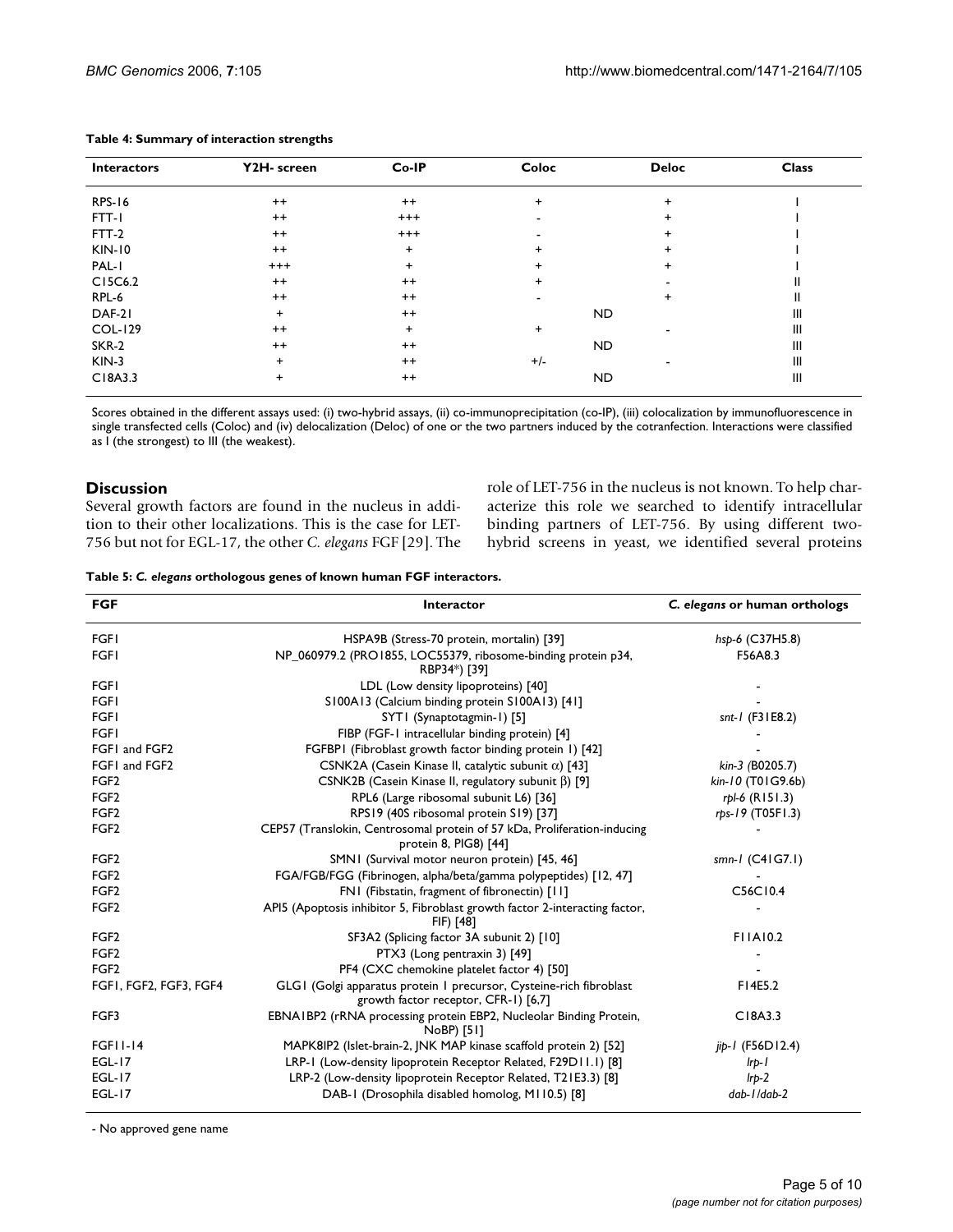**Table 4: Summary of interaction strengths**

| Interactors | Y2H- screen | Co-IP | Coloc | Deloc | Class |
|---|---|---|---|---|---|
| RPS-16 | ++ | ++ | + | + | I |
| FTT-1 | ++ | +++ | - | + | I |
| FTT-2 | ++ | +++ | - | + | I |
| KIN-10 | ++ | + | + | + | I |
| PAL-1 | +++ | + | + | + | I |
| C15C6.2 | ++ | ++ | + | - | II |
| RPL-6 | ++ | ++ | - | + | II |
| DAF-21 | + | ++ | ND | | III |
| COL-129 | ++ | + | + | - | III |
| SKR-2 | ++ | ++ | ND | | III |
| KIN-3 | + | ++ | +/- | - | III |
| C18A3.3 | + | ++ | ND | | III |

Scores obtained in the different assays used: (i) two-hybrid assays, (ii) co-immunoprecipitation (co-IP), (iii) colocalization by immunofluorescence in single transfected cells (Coloc) and (iv) delocalization (Deloc) of one or the two partners induced by the cotranfection. Interactions were classified as I (the strongest) to III (the weakest).

## Discussion

Several growth factors are found in the nucleus in addition to their other localizations. This is the case for LET-756 but not for EGL-17, the other *C. elegans* FGF [29]. The role of LET-756 in the nucleus is not known. To help characterize this role we searched to identify intracellular binding partners of LET-756. By using different two-hybrid screens in yeast, we identified several proteins

**Table 5: *C. elegans* orthologous genes of known human FGF interactors.**

| FGF | Interactor | *C. elegans* or human orthologs |
|---|---|---|
| FGF1 | HSPA9B (Stress-70 protein, mortalin) [39] | *hsp-6* (C37H5.8) |
| FGF1 | NP_060979.2 (PRO1855, LOC55379, ribosome-binding protein p34, RBP34*) [39] | F56A8.3 |
| FGF1 | LDL (Low density lipoproteins) [40] | - |
| FGF1 | S100A13 (Calcium binding protein S100A13) [41] | - |
| FGF1 | SYT1 (Synaptotagmin-1) [5] | *snt-1* (F31E8.2) |
| FGF1 | FIBP (FGF-1 intracellular binding protein) [4] | - |
| FGF1 and FGF2 | FGFBP1 (Fibroblast growth factor binding protein 1) [42] | - |
| FGF1 and FGF2 | CSNK2A (Casein Kinase II, catalytic subunit $\alpha$) [43] | *kin-3* (B0205.7) |
| FGF2 | CSNK2B (Casein Kinase II, regulatory subunit $\beta$) [9] | *kin-10* (T01G9.6b) |
| FGF2 | RPL6 (Large ribosomal subunit L6) [36] | *rpl-6* (R151.3) |
| FGF2 | RPS19 (40S ribosomal protein S19) [37] | *rps-19* (T05F1.3) |
| FGF2 | CEP57 (Translokin, Centrosomal protein of 57 kDa, Proliferation-inducing protein 8, PIG8) [44] | - |
| FGF2 | SMN1 (Survival motor neuron protein) [45, 46] | *smn-1* (C41G7.1) |
| FGF2 | FGA/FGB/FGG (Fibrinogen, alpha/beta/gamma polypeptides) [12, 47] | - |
| FGF2 | FN1 (Fibstatin, fragment of fibronectin) [11] | C56C10.4 |
| FGF2 | API5 (Apoptosis inhibitor 5, Fibroblast growth factor 2-interacting factor, FIF) [48] | - |
| FGF2 | SF3A2 (Splicing factor 3A subunit 2) [10] | F11A10.2 |
| FGF2 | PTX3 (Long pentraxin 3) [49] | - |
| FGF2 | PF4 (CXC chemokine platelet factor 4) [50] | - |
| FGF1, FGF2, FGF3, FGF4 | GLG1 (Golgi apparatus protein 1 precursor, Cysteine-rich fibroblast growth factor receptor, CFR-1) [6,7] | F14E5.2 |
| FGF3 | EBNA1BP2 (rRNA processing protein EBP2, Nucleolar Binding Protein, NoBP) [51] | C18A3.3 |
| FGF11-14 | MAPK8IP2 (Islet-brain-2, JNK MAP kinase scaffold protein 2) [52] | *jip-1* (F56D12.4) |
| EGL-17 | LRP-1 (Low-density lipoprotein Receptor Related, F29D11.1) [8] | *lrp-1* |
| EGL-17 | LRP-2 (Low-density lipoprotein Receptor Related, T21E3.3) [8] | *lrp-2* |
| EGL-17 | DAB-1 (Drosophila disabled homolog, M110.5) [8] | *dab-1/dab-2* |

- No approved gene name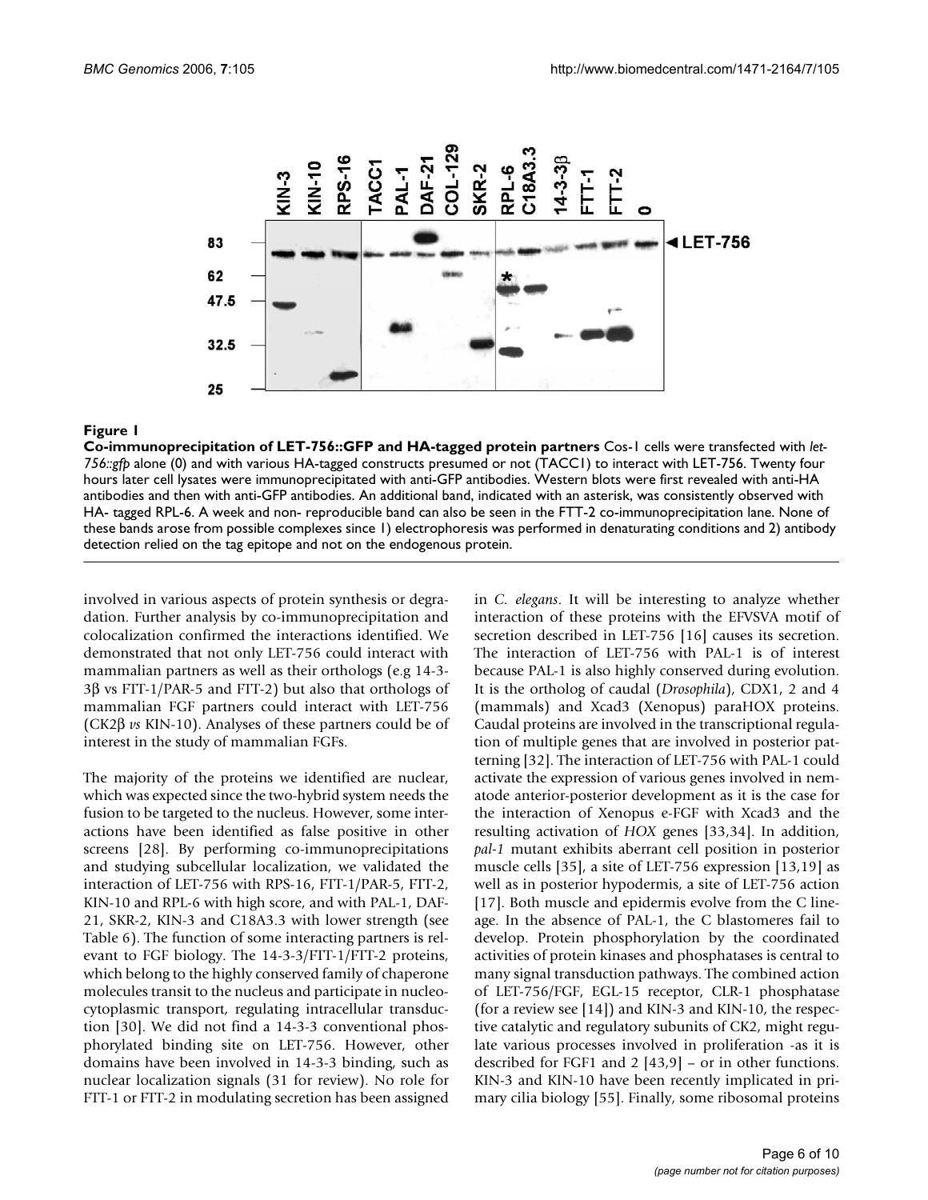**Figure 1**

**Co-immunoprecipitation of LET-756::GFP and HA-tagged protein partners** Cos-1 cells were transfected with *let-756::gfp* alone (0) and with various HA-tagged constructs presumed or not (TACC1) to interact with LET-756. Twenty four hours later cell lysates were immunoprecipitated with anti-GFP antibodies. Western blots were first revealed with anti-HA antibodies and then with anti-GFP antibodies. An additional band, indicated with an asterisk, was consistently observed with HA- tagged RPL-6. A week and non- reproducible band can also be seen in the FTT-2 co-immunoprecipitation lane. None of these bands arose from possible complexes since 1) electrophoresis was performed in denaturating conditions and 2) antibody detection relied on the tag epitope and not on the endogenous protein.

involved in various aspects of protein synthesis or degradation. Further analysis by co-immunoprecipitation and colocalization confirmed the interactions identified. We demonstrated that not only LET-756 could interact with mammalian partners as well as their orthologs (e.g 14-3-3β vs FTT-1/PAR-5 and FTT-2) but also that orthologs of mammalian FGF partners could interact with LET-756 (CK2β *vs* KIN-10). Analyses of these partners could be of interest in the study of mammalian FGFs.

The majority of the proteins we identified are nuclear, which was expected since the two-hybrid system needs the fusion to be targeted to the nucleus. However, some interactions have been identified as false positive in other screens [28]. By performing co-immunoprecipitations and studying subcellular localization, we validated the interaction of LET-756 with RPS-16, FTT-1/PAR-5, FTT-2, KIN-10 and RPL-6 with high score, and with PAL-1, DAF-21, SKR-2, KIN-3 and C18A3.3 with lower strength (see Table 6). The function of some interacting partners is relevant to FGF biology. The 14-3-3/FTT-1/FTT-2 proteins, which belong to the highly conserved family of chaperone molecules transit to the nucleus and participate in nucleocytoplasmic transport, regulating intracellular transduction [30]. We did not find a 14-3-3 conventional phosphorylated binding site on LET-756. However, other domains have been involved in 14-3-3 binding, such as nuclear localization signals (31 for review). No role for FTT-1 or FTT-2 in modulating secretion has been assigned in *C. elegans*. It will be interesting to analyze whether interaction of these proteins with the EFVSVA motif of secretion described in LET-756 [16] causes its secretion. The interaction of LET-756 with PAL-1 is of interest because PAL-1 is also highly conserved during evolution. It is the ortholog of caudal (*Drosophila*), CDX1, 2 and 4 (mammals) and Xcad3 (Xenopus) paraHOX proteins. Caudal proteins are involved in the transcriptional regulation of multiple genes that are involved in posterior patterning [32]. The interaction of LET-756 with PAL-1 could activate the expression of various genes involved in nematode anterior-posterior development as it is the case for the interaction of Xenopus e-FGF with Xcad3 and the resulting activation of *HOX* genes [33,34]. In addition, *pal-1* mutant exhibits aberrant cell position in posterior muscle cells [35], a site of LET-756 expression [13,19] as well as in posterior hypodermis, a site of LET-756 action [17]. Both muscle and epidermis evolve from the C lineage. In the absence of PAL-1, the C blastomeres fail to develop. Protein phosphorylation by the coordinated activities of protein kinases and phosphatases is central to many signal transduction pathways. The combined action of LET-756/FGF, EGL-15 receptor, CLR-1 phosphatase (for a review see [14]) and KIN-3 and KIN-10, the respective catalytic and regulatory subunits of CK2, might regulate various processes involved in proliferation -as it is described for FGF1 and 2 [43,9] – or in other functions. KIN-3 and KIN-10 have been recently implicated in primary cilia biology [55]. Finally, some ribosomal proteins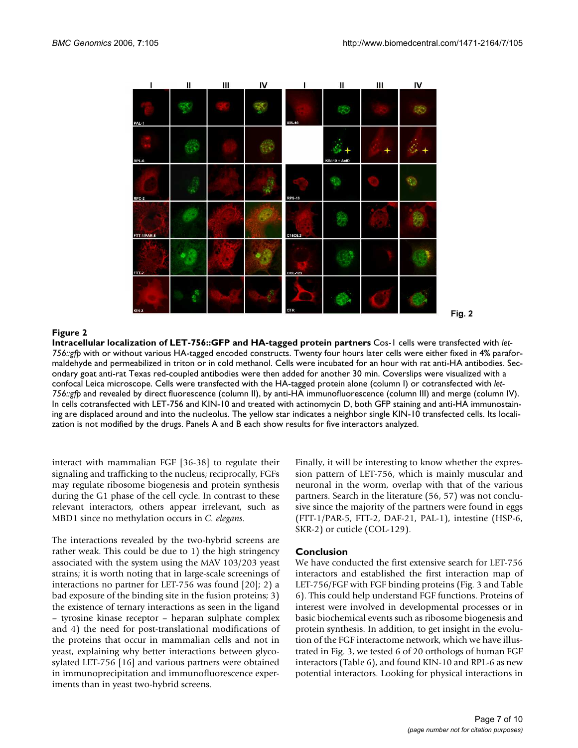**Figure 2**

**Intracellular localization of LET-756::GFP and HA-tagged protein partners** Cos-1 cells were transfected with *let-756::gfp* with or without various HA-tagged encoded constructs. Twenty four hours later cells were either fixed in 4% paraformaldehyde and permeabilized in triton or in cold methanol. Cells were incubated for an hour with rat anti-HA antibodies. Secondary goat anti-rat Texas red-coupled antibodies were then added for another 30 min. Coverslips were visualized with a confocal Leica microscope. Cells were transfected with the HA-tagged protein alone (column I) or cotransfected with *let-756::gfp* and revealed by direct fluorescence (column II), by anti-HA immunofluorescence (column III) and merge (column IV). In cells cotransfected with LET-756 and KIN-10 and treated with actinomycin D, both GFP staining and anti-HA immunostaining are displaced around and into the nucleolus. The yellow star indicates a neighbor single KIN-10 transfected cells. Its localization is not modified by the drugs. Panels A and B each show results for five interactors analyzed.

interact with mammalian FGF [36-38] to regulate their signaling and trafficking to the nucleus; reciprocally, FGFs may regulate ribosome biogenesis and protein synthesis during the G1 phase of the cell cycle. In contrast to these relevant interactors, others appear irrelevant, such as MBD1 since no methylation occurs in *C. elegans*.

The interactions revealed by the two-hybrid screens are rather weak. This could be due to 1) the high stringency associated with the system using the MAV 103/203 yeast strains; it is worth noting that in large-scale screenings of interactions no partner for LET-756 was found [20]; 2) a bad exposure of the binding site in the fusion proteins; 3) the existence of ternary interactions as seen in the ligand – tyrosine kinase receptor – heparan sulphate complex and 4) the need for post-translational modifications of the proteins that occur in mammalian cells and not in yeast, explaining why better interactions between glycosylated LET-756 [16] and various partners were obtained in immunoprecipitation and immunofluorescence experiments than in yeast two-hybrid screens.

Finally, it will be interesting to know whether the expression pattern of LET-756, which is mainly muscular and neuronal in the worm, overlap with that of the various partners. Search in the literature (56, 57) was not conclusive since the majority of the partners were found in eggs (FTT-1/PAR-5, FTT-2, DAF-21, PAL-1), intestine (HSP-6, SKR-2) or cuticle (COL-129).

## Conclusion

We have conducted the first extensive search for LET-756 interactors and established the first interaction map of LET-756/FGF with FGF binding proteins (Fig. 3 and Table 6). This could help understand FGF functions. Proteins of interest were involved in developmental processes or in basic biochemical events such as ribosome biogenesis and protein synthesis. In addition, to get insight in the evolution of the FGF interactome network, which we have illustrated in Fig. 3, we tested 6 of 20 orthologs of human FGF interactors (Table 6), and found KIN-10 and RPL-6 as new potential interactors. Looking for physical interactions in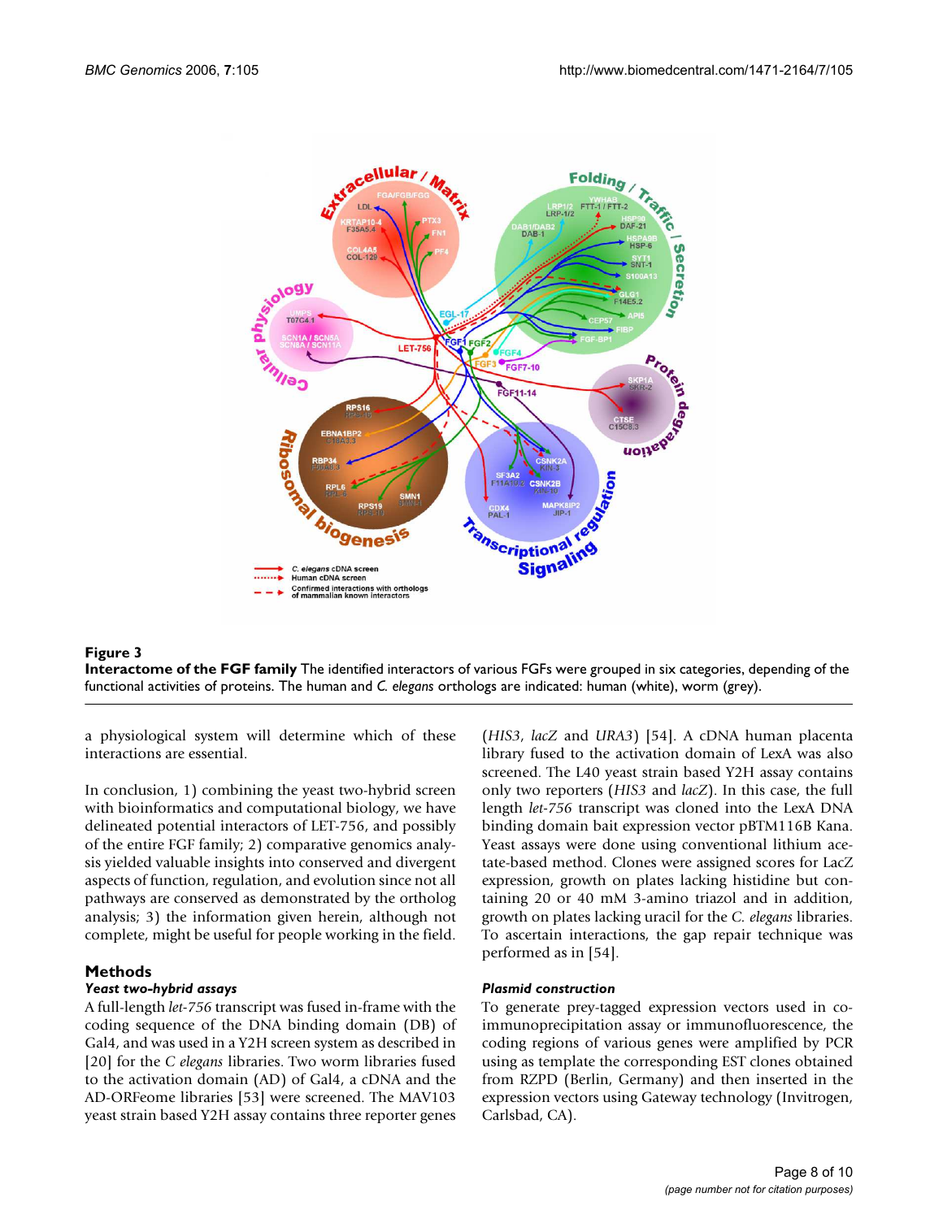**Figure 3**

**Interactome of the FGF family** The identified interactors of various FGFs were grouped in six categories, depending of the functional activities of proteins. The human and *C. elegans* orthologs are indicated: human (white), worm (grey).

a physiological system will determine which of these interactions are essential.

In conclusion, 1) combining the yeast two-hybrid screen with bioinformatics and computational biology, we have delineated potential interactors of LET-756, and possibly of the entire FGF family; 2) comparative genomics analysis yielded valuable insights into conserved and divergent aspects of function, regulation, and evolution since not all pathways are conserved as demonstrated by the ortholog analysis; 3) the information given herein, although not complete, might be useful for people working in the field.

## Methods

### *Yeast two-hybrid assays*

A full-length *let-756* transcript was fused in-frame with the coding sequence of the DNA binding domain (DB) of Gal4, and was used in a Y2H screen system as described in [20] for the *C elegans* libraries. Two worm libraries fused to the activation domain (AD) of Gal4, a cDNA and the AD-ORFeome libraries [53] were screened. The MAV103 yeast strain based Y2H assay contains three reporter genes (*HIS3*, *lacZ* and *URA3*) [54]. A cDNA human placenta library fused to the activation domain of LexA was also screened. The L40 yeast strain based Y2H assay contains only two reporters (*HIS3* and *lacZ*). In this case, the full length *let-756* transcript was cloned into the LexA DNA binding domain bait expression vector pBTM116B Kana. Yeast assays were done using conventional lithium acetate-based method. Clones were assigned scores for LacZ expression, growth on plates lacking histidine but containing 20 or 40 mM 3-amino triazol and in addition, growth on plates lacking uracil for the *C. elegans* libraries. To ascertain interactions, the gap repair technique was performed as in [54].

### *Plasmid construction*

To generate prey-tagged expression vectors used in co-immunoprecipitation assay or immunofluorescence, the coding regions of various genes were amplified by PCR using as template the corresponding EST clones obtained from RZPD (Berlin, Germany) and then inserted in the expression vectors using Gateway technology (Invitrogen, Carlsbad, CA).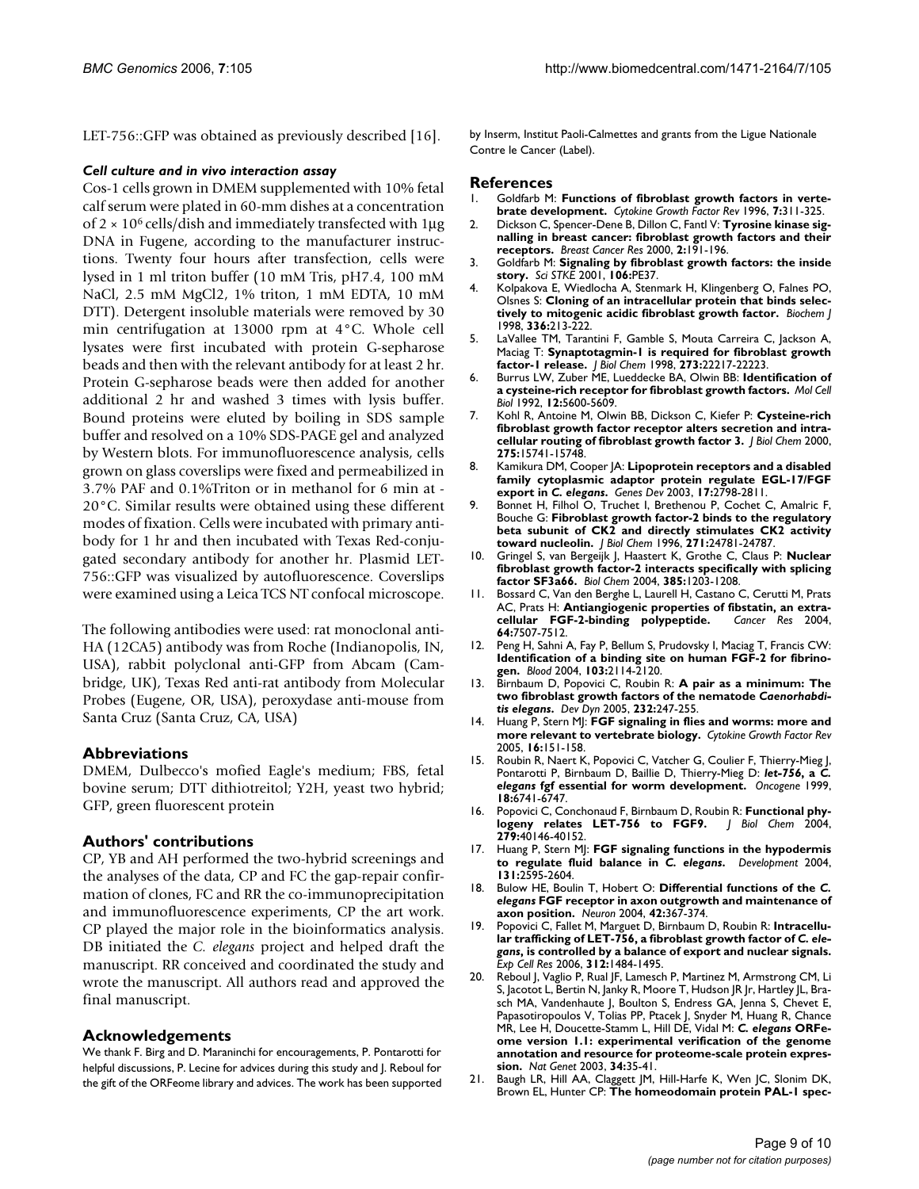LET-756::GFP was obtained as previously described [16].

### *Cell culture and in vivo interaction assay*

Cos-1 cells grown in DMEM supplemented with 10% fetal calf serum were plated in 60-mm dishes at a concentration of $2 \times 10^6$ cells/dish and immediately transfected with 1μg DNA in Fugene, according to the manufacturer instructions. Twenty four hours after transfection, cells were lysed in 1 ml triton buffer (10 mM Tris, pH7.4, 100 mM NaCl, 2.5 mM MgCl2, 1% triton, 1 mM EDTA, 10 mM DTT). Detergent insoluble materials were removed by 30 min centrifugation at 13000 rpm at 4°C. Whole cell lysates were first incubated with protein G-sepharose beads and then with the relevant antibody for at least 2 hr. Protein G-sepharose beads were then added for another additional 2 hr and washed 3 times with lysis buffer. Bound proteins were eluted by boiling in SDS sample buffer and resolved on a 10% SDS-PAGE gel and analyzed by Western blots. For immunofluorescence analysis, cells grown on glass coverslips were fixed and permeabilized in 3.7% PAF and 0.1%Triton or in methanol for 6 min at -20°C. Similar results were obtained using these different modes of fixation. Cells were incubated with primary antibody for 1 hr and then incubated with Texas Red-conjugated secondary antibody for another hr. Plasmid LET-756::GFP was visualized by autofluorescence. Coverslips were examined using a Leica TCS NT confocal microscope.

The following antibodies were used: rat monoclonal anti-HA (12CA5) antibody was from Roche (Indianopolis, IN, USA), rabbit polyclonal anti-GFP from Abcam (Cambridge, UK), Texas Red anti-rat antibody from Molecular Probes (Eugene, OR, USA), peroxydase anti-mouse from Santa Cruz (Santa Cruz, CA, USA)

## Abbreviations

DMEM, Dulbecco's mofied Eagle's medium; FBS, fetal bovine serum; DTT dithiotreitol; Y2H, yeast two hybrid; GFP, green fluorescent protein

## Authors' contributions

CP, YB and AH performed the two-hybrid screenings and the analyses of the data, CP and FC the gap-repair confirmation of clones, FC and RR the co-immunoprecipitation and immunofluorescence experiments, CP the art work. CP played the major role in the bioinformatics analysis. DB initiated the *C. elegans* project and helped draft the manuscript. RR conceived and coordinated the study and wrote the manuscript. All authors read and approved the final manuscript.

## Acknowledgements

We thank F. Birg and D. Maraninchi for encouragements, P. Pontarotti for helpful discussions, P. Lecine for advices during this study and J. Reboul for the gift of the ORFeome library and advices. The work has been supported by Inserm, Institut Paoli-Calmettes and grants from the Ligue Nationale Contre le Cancer (Label).

## References

1. Goldfarb M: **Functions of fibroblast growth factors in vertebrate development.** *Cytokine Growth Factor Rev* 1996, **7**:311-325.
2. Dickson C, Spencer-Dene B, Dillon C, Fantl V: **Tyrosine kinase signalling in breast cancer: fibroblast growth factors and their receptors.** *Breast Cancer Res* 2000, **2**:191-196.
3. Goldfarb M: **Signaling by fibroblast growth factors: the inside story.** *Sci STKE* 2001, **106**:PE37.
4. Kolpakova E, Wiedlocha A, Stenmark H, Klingenberg O, Falnes PO, Olsnes S: **Cloning of an intracellular protein that binds selectively to mitogenic acidic fibroblast growth factor.** *Biochem J* 1998, **336**:213-222.
5. LaVallee TM, Tarantini F, Gamble S, Mouta Carreira C, Jackson A, Maciag T: **Synaptotagmin-1 is required for fibroblast growth factor-1 release.** *J Biol Chem* 1998, **273**:22217-22223.
6. Burrus LW, Zuber ME, Lueddecke BA, Olwin BB: **Identification of a cysteine-rich receptor for fibroblast growth factors.** *Mol Cell Biol* 1992, **12**:5600-5609.
7. Kohl R, Antoine M, Olwin BB, Dickson C, Kiefer P: **Cysteine-rich fibroblast growth factor receptor alters secretion and intracellular routing of fibroblast growth factor 3.** *J Biol Chem* 2000, **275**:15741-15748.
8. Kamikura DM, Cooper JA: **Lipoprotein receptors and a disabled family cytoplasmic adaptor protein regulate EGL-17/FGF export in *C. elegans*.** *Genes Dev* 2003, **17**:2798-2811.
9. Bonnet H, Filhol O, Truchet I, Brethenou P, Cochet C, Amalric F, Bouche G: **Fibroblast growth factor-2 binds to the regulatory beta subunit of CK2 and directly stimulates CK2 activity toward nucleolin.** *J Biol Chem* 1996, **271**:24781-24787.
10. Gringel S, van Bergeijk J, Haastert K, Grothe C, Claus P: **Nuclear fibroblast growth factor-2 interacts specifically with splicing factor SF3a66.** *Biol Chem* 2004, **385**:1203-1208.
11. Bossard C, Van den Berghe L, Laurell H, Castano C, Cerutti M, Prats AC, Prats H: **Antiangiogenic properties of fibstatin, an extracellular FGF-2-binding polypeptide.** *Cancer Res* 2004, **64**:7507-7512.
12. Peng H, Sahni A, Fay P, Bellum S, Prudovsky I, Maciag T, Francis CW: **Identification of a binding site on human FGF-2 for fibrinogen.** *Blood* 2004, **103**:2114-2120.
13. Birnbaum D, Popovici C, Roubin R: **A pair as a minimum: The two fibroblast growth factors of the nematode *Caenorhabditis elegans*.** *Dev Dyn* 2005, **232**:247-255.
14. Huang P, Stern MJ: **FGF signaling in flies and worms: more and more relevant to vertebrate biology.** *Cytokine Growth Factor Rev* 2005, **16**:151-158.
15. Roubin R, Naert K, Popovici C, Vatcher G, Coulier F, Thierry-Mieg J, Pontarotti P, Birnbaum D, Baillie D, Thierry-Mieg D: ***let-756*, a *C. elegans* fgf essential for worm development.** *Oncogene* 1999, **18**:6741-6747.
16. Popovici C, Conchonaud F, Birnbaum D, Roubin R: **Functional phylogeny relates LET-756 to FGF9.** *J Biol Chem* 2004, **279**:40146-40152.
17. Huang P, Stern MJ: **FGF signaling functions in the hypodermis to regulate fluid balance in *C. elegans*.** *Development* 2004, **131**:2595-2604.
18. Bulow HE, Boulin T, Hobert O: **Differential functions of the *C. elegans* FGF receptor in axon outgrowth and maintenance of axon position.** *Neuron* 2004, **42**:367-374.
19. Popovici C, Fallet M, Marguet D, Birnbaum D, Roubin R: **Intracellular trafficking of LET-756, a fibroblast growth factor of *C. elegans*, is controlled by a balance of export and nuclear signals.** *Exp Cell Res* 2006, **312**:1484-1495.
20. Reboul J, Vaglio P, Rual JF, Lamesch P, Martinez M, Armstrong CM, Li S, Jacotot L, Bertin N, Janky R, Moore T, Hudson JR Jr, Hartley JL, Brasch MA, Vandenhaute J, Boulton S, Endress GA, Jenna S, Chevet E, Papasotiropoulos V, Tolias PP, Ptacek J, Snyder M, Huang R, Chance MR, Lee H, Doucette-Stamm L, Hill DE, Vidal M: ***C. elegans* ORFeome version 1.1: experimental verification of the genome annotation and resource for proteome-scale protein expression.** *Nat Genet* 2003, **34**:35-41.
21. Baugh LR, Hill AA, Claggett JM, Hill-Harfe K, Wen JC, Slonim DK, Brown EL, Hunter CP: **The homeodomain protein PAL-1 spec-**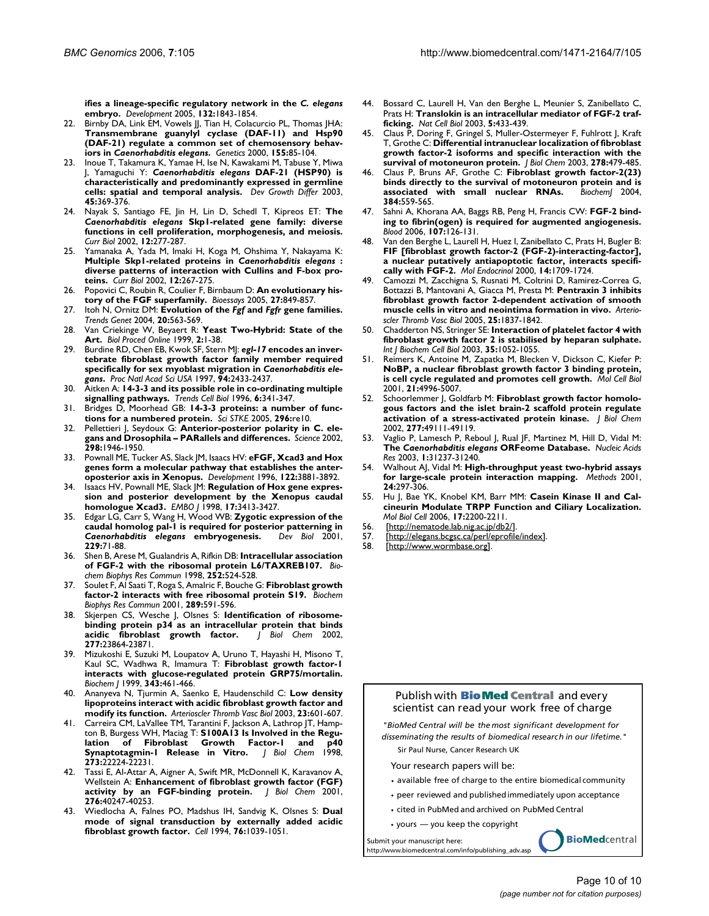ifies a lineage-specific regulatory network in the *C. elegans* embryo. *Development* 2005, **132:**1843-1854.

22. Birnby DA, Link EM, Vowels JJ, Tian H, Colacurcio PL, Thomas JHA: **Transmembrane guanylyl cyclase (DAF-11) and Hsp90 (DAF-21) regulate a common set of chemosensory behaviors in *Caenorhabditis elegans*.** *Genetics* 2000, **155:**85-104.
23. Inoue T, Takamura K, Yamae H, Ise N, Kawakami M, Tabuse Y, Miwa J, Yamaguchi Y: ***Caenorhabditis elegans* DAF-21 (HSP90) is characteristically and predominantly expressed in germline cells: spatial and temporal analysis.** *Dev Growth Differ* 2003, **45:**369-376.
24. Nayak S, Santiago FE, Jin H, Lin D, Schedl T, Kipreos ET: **The *Caenorhabditis elegans* Skp1-related gene family: diverse functions in cell proliferation, morphogenesis, and meiosis.** *Curr Biol* 2002, **12:**277-287.
25. Yamanaka A, Yada M, Imaki H, Koga M, Ohshima Y, Nakayama K: **Multiple Skp1-related proteins in *Caenorhabditis elegans* : diverse patterns of interaction with Cullins and F-box proteins.** *Curr Biol* 2002, **12:**267-275.
26. Popovici C, Roubin R, Coulier F, Birnbaum D: **An evolutionary history of the FGF superfamily.** *Bioessays* 2005, **27:**849-857.
27. Itoh N, Ornitz DM: **Evolution of the *Fgf* and *Fgfr* gene families.** *Trends Genet* 2004, **20:**563-569.
28. Van Criekinge W, Beyaert R: **Yeast Two-Hybrid: State of the Art.** *Biol Proced Online* 1999, **2:**1-38.
29. Burdine RD, Chen EB, Kwok SF, Stern MJ: ***egl-17* encodes an invertebrate fibroblast growth factor family member required specifically for sex myoblast migration in *Caenorhabditis elegans*.** *Proc Natl Acad Sci USA* 1997, **94:**2433-2437.
30. Aitken A: **14-3-3 and its possible role in co-ordinating multiple signalling pathways.** *Trends Cell Biol* 1996, **6:**341-347.
31. Bridges D, Moorhead GB: **14-3-3 proteins: a number of functions for a numbered protein.** *Sci STKE* 2005, **296:**re10.
32. Pellettieri J, Seydoux G: **Anterior-posterior polarity in C. elegans and Drosophila – PARallels and differences.** *Science* 2002, **298:**1946-1950.
33. Pownall ME, Tucker AS, Slack JM, Isaacs HV: **eFGF, Xcad3 and Hox genes form a molecular pathway that establishes the anteroposterior axis in Xenopus.** *Development* 1996, **122:**3881-3892.
34. Isaacs HV, Pownall ME, Slack JM: **Regulation of Hox gene expression and posterior development by the Xenopus caudal homologue Xcad3.** *EMBO J* 1998, **17:**3413-3427.
35. Edgar LG, Carr S, Wang H, Wood WB: **Zygotic expression of the caudal homolog pal-1 is required for posterior patterning in *Caenorhabditis elegans* embryogenesis.** *Dev Biol* 2001, **229:**71-88.
36. Shen B, Arese M, Gualandris A, Rifkin DB: **Intracellular association of FGF-2 with the ribosomal protein L6/TAXREB107.** *Biochem Biophys Res Commun* 1998, **252:**524-528.
37. Soulet F, Al Saati T, Roga S, Amalric F, Bouche G: **Fibroblast growth factor-2 interacts with free ribosomal protein S19.** *Biochem Biophys Res Commun* 2001, **289:**591-596.
38. Skjerpen CS, Wesche J, Olsnes S: **Identification of ribosome-binding protein p34 as an intracellular protein that binds acidic fibroblast growth factor.** *J Biol Chem* 2002, **277:**23864-23871.
39. Mizukoshi E, Suzuki M, Loupatov A, Uruno T, Hayashi H, Misono T, Kaul SC, Wadhwa R, Imamura T: **Fibroblast growth factor-1 interacts with glucose-regulated protein GRP75/mortalin.** *Biochem J* 1999, **343:**461-466.
40. Ananyeva N, Tjurmin A, Saenko E, Haudenschild C: **Low density lipoproteins interact with acidic fibroblast growth factor and modify its function.** *Arterioscler Thromb Vasc Biol* 2003, **23:**601-607.
41. Carreira CM, LaVallee TM, Tarantini F, Jackson A, Lathrop JT, Hampton B, Burgess WH, Maciag T: **S100A13 Is Involved in the Regulation of Fibroblast Growth Factor-1 and p40 Synaptotagmin-1 Release in Vitro.** *J Biol Chem* 1998, **273:**22224-22231.
42. Tassi E, Al-Attar A, Aigner A, Swift MR, McDonnell K, Karavanov A, Wellstein A: **Enhancement of fibroblast growth factor (FGF) activity by an FGF-binding protein.** *J Biol Chem* 2001, **276:**40247-40253.
43. Wiedlocha A, Falnes PO, Madshus IH, Sandvig K, Olsnes S: **Dual mode of signal transduction by externally added acidic fibroblast growth factor.** *Cell* 1994, **76:**1039-1051.
44. Bossard C, Laurell H, Van den Berghe L, Meunier S, Zanibellato C, Prats H: **Translokin is an intracellular mediator of FGF-2 trafficking.** *Nat Cell Biol* 2003, **5:**433-439.
45. Claus P, Doring F, Gringel S, Muller-Ostermeyer F, Fuhlrott J, Kraft T, Grothe C: **Differential intranuclear localization of fibroblast growth factor-2 isoforms and specific interaction with the survival of motoneuron protein.** *J Biol Chem* 2003, **278:**479-485.
46. Claus P, Bruns AF, Grothe C: **Fibroblast growth factor-2(23) binds directly to the survival of motoneuron protein and is associated with small nuclear RNAs.** *BiochemJ* 2004, **384:**559-565.
47. Sahni A, Khorana AA, Baggs RB, Peng H, Francis CW: **FGF-2 binding to fibrin(ogen) is required for augmented angiogenesis.** *Blood* 2006, **107:**126-131.
48. Van den Berghe L, Laurell H, Huez I, Zanibellato C, Prats H, Bugler B: **FIF [fibroblast growth factor-2 (FGF-2)-interacting-factor], a nuclear putatively antiapoptotic factor, interacts specifically with FGF-2.** *Mol Endocrinol* 2000, **14:**1709-1724.
49. Camozzi M, Zacchigna S, Rusnati M, Coltrini D, Ramirez-Correa G, Bottazzi B, Mantovani A, Giacca M, Presta M: **Pentraxin 3 inhibits fibroblast growth factor 2-dependent activation of smooth muscle cells in vitro and neointima formation in vivo.** *Arterioscler Thromb Vasc Biol* 2005, **25:**1837-1842.
50. Chadderton NS, Stringer SE: **Interaction of platelet factor 4 with fibroblast growth factor 2 is stabilised by heparan sulphate.** *Int J Biochem Cell Biol* 2003, **35:**1052-1055.
51. Reimers K, Antoine M, Zapatka M, Blecken V, Dickson C, Kiefer P: **NoBP, a nuclear fibroblast growth factor 3 binding protein, is cell cycle regulated and promotes cell growth.** *Mol Cell Biol* 2001, **21:**4996-5007.
52. Schoorlemmer J, Goldfarb M: **Fibroblast growth factor homologous factors and the islet brain-2 scaffold protein regulate activation of a stress-activated protein kinase.** *J Biol Chem* 2002, **277:**49111-49119.
53. Vaglio P, Lamesch P, Reboul J, Rual JF, Martinez M, Hill D, Vidal M: **The *Caenorhabditis elegans* ORFeome Database.** *Nucleic Acids Res* 2003, **1:**31237-31240.
54. Walhout AJ, Vidal M: **High-throughput yeast two-hybrid assays for large-scale protein interaction mapping.** *Methods* 2001, **24:**297-306.
55. Hu J, Bae YK, Knobel KM, Barr MM: **Casein Kinase II and Calcineurin Modulate TRPP Function and Ciliary Localization.** *Mol Biol Cell* 2006, **17:**2200-2211.
56. [http://nematode.lab.nig.ac.jp/db2/].
57. [http://elegans.bcgsc.ca/perl/eprofile/index].
58. [http://www.wormbase.org].

Publish with **BioMed Central** and every scientist can read your work free of charge

*"BioMed Central will be the most significant development for disseminating the results of biomedical research in our lifetime."*

Sir Paul Nurse, Cancer Research UK

Your research papers will be:

- available free of charge to the entire biomedical community
- peer reviewed and published immediately upon acceptance
- cited in PubMed and archived on PubMed Central
- yours — you keep the copyright

Submit your manuscript here:
http://www.biomedcentral.com/info/publishing_adv.asp

BioMedcentral